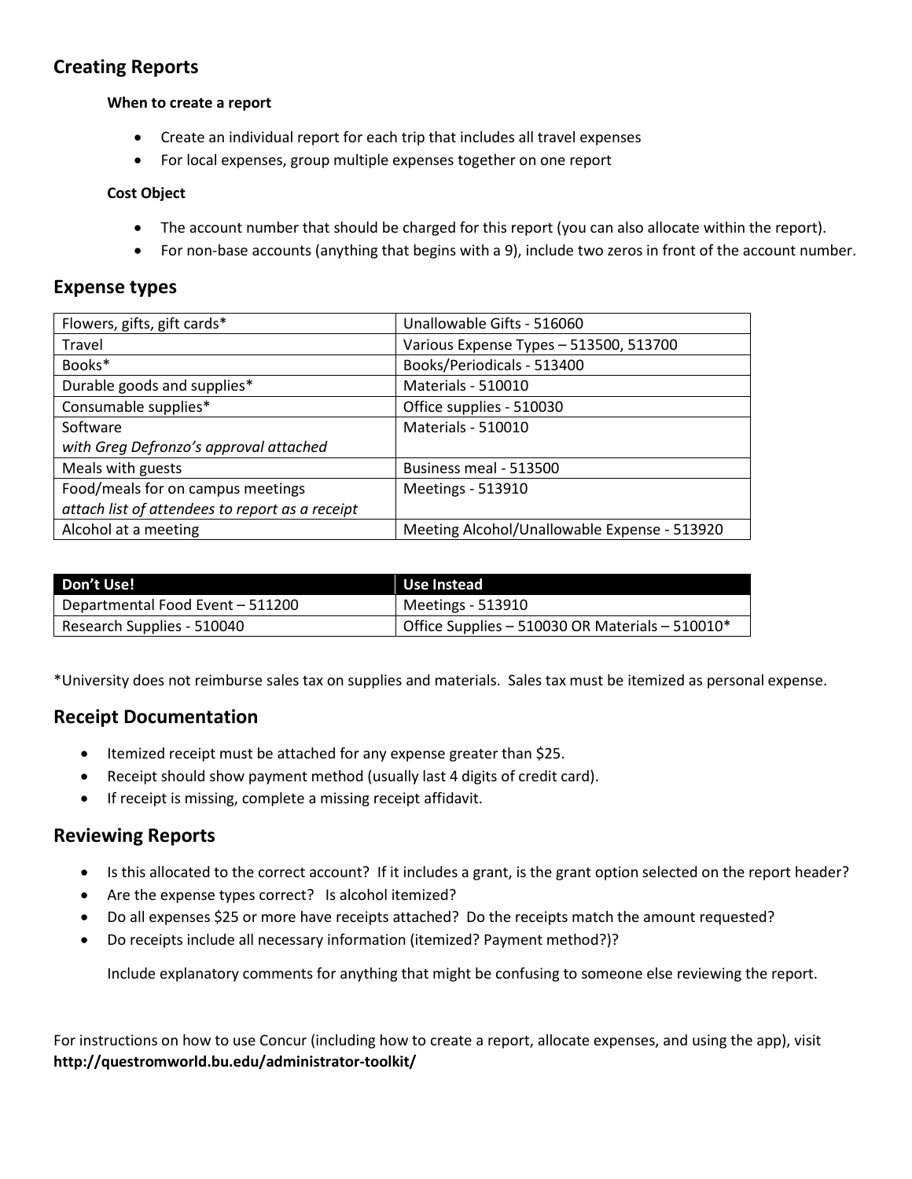## Creating Reports

**When to create a report**

- Create an individual report for each trip that includes all travel expenses
- For local expenses, group multiple expenses together on one report

**Cost Object**

- The account number that should be charged for this report (you can also allocate within the report).
- For non-base accounts (anything that begins with a 9), include two zeros in front of the account number.

## Expense types

| | |
|---|---|
| Flowers, gifts, gift cards* | Unallowable Gifts - 516060 |
| Travel | Various Expense Types – 513500, 513700 |
| Books* | Books/Periodicals - 513400 |
| Durable goods and supplies* | Materials - 510010 |
| Consumable supplies* | Office supplies - 510030 |
| Software<br>*with Greg Defronzo's approval attached* | Materials - 510010 |
| Meals with guests | Business meal - 513500 |
| Food/meals for on campus meetings<br>*attach list of attendees to report as a receipt* | Meetings - 513910 |
| Alcohol at a meeting | Meeting Alcohol/Unallowable Expense - 513920 |

| Don't Use! | Use Instead |
|---|---|
| Departmental Food Event – 511200 | Meetings - 513910 |
| Research Supplies - 510040 | Office Supplies – 510030 OR Materials – 510010* |

*University does not reimburse sales tax on supplies and materials. Sales tax must be itemized as personal expense.

## Receipt Documentation

- Itemized receipt must be attached for any expense greater than $25.
- Receipt should show payment method (usually last 4 digits of credit card).
- If receipt is missing, complete a missing receipt affidavit.

## Reviewing Reports

- Is this allocated to the correct account? If it includes a grant, is the grant option selected on the report header?
- Are the expense types correct? Is alcohol itemized?
- Do all expenses $25 or more have receipts attached? Do the receipts match the amount requested?
- Do receipts include all necessary information (itemized? Payment method?)?

  Include explanatory comments for anything that might be confusing to someone else reviewing the report.

For instructions on how to use Concur (including how to create a report, allocate expenses, and using the app), visit **http://questromworld.bu.edu/administrator-toolkit/**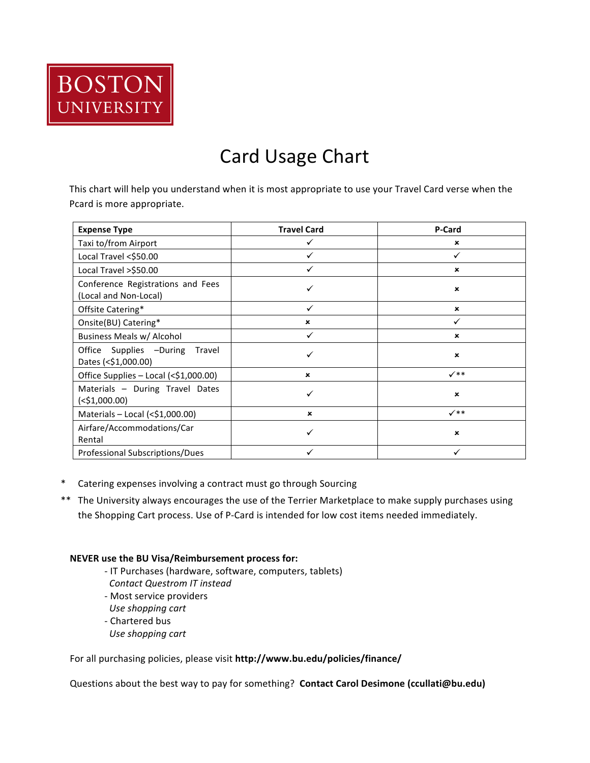BOSTON UNIVERSITY

# Card Usage Chart

This chart will help you understand when it is most appropriate to use your Travel Card verse when the Pcard is more appropriate.

| Expense Type | Travel Card | P-Card |
| --- | --- | --- |
| Taxi to/from Airport | ✓ | × |
| Local Travel <$50.00 | ✓ | ✓ |
| Local Travel >$50.00 | ✓ | × |
| Conference Registrations and Fees (Local and Non-Local) | ✓ | × |
| Offsite Catering* | ✓ | × |
| Onsite(BU) Catering* | × | ✓ |
| Business Meals w/ Alcohol | ✓ | × |
| Office Supplies –During Travel Dates (<$1,000.00) | ✓ | × |
| Office Supplies – Local (<$1,000.00) | × | ✓** |
| Materials – During Travel Dates (<$1,000.00) | ✓ | × |
| Materials – Local (<$1,000.00) | × | ✓** |
| Airfare/Accommodations/Car Rental | ✓ | × |
| Professional Subscriptions/Dues | ✓ | ✓ |

\* Catering expenses involving a contract must go through Sourcing

\*\* The University always encourages the use of the Terrier Marketplace to make supply purchases using the Shopping Cart process. Use of P-Card is intended for low cost items needed immediately.

**NEVER use the BU Visa/Reimbursement process for:**

- IT Purchases (hardware, software, computers, tablets)
  *Contact Questrom IT instead*
- Most service providers
  *Use shopping cart*
- Chartered bus
  *Use shopping cart*

For all purchasing policies, please visit **http://www.bu.edu/policies/finance/**

Questions about the best way to pay for something? **Contact Carol Desimone (ccullati@bu.edu)**